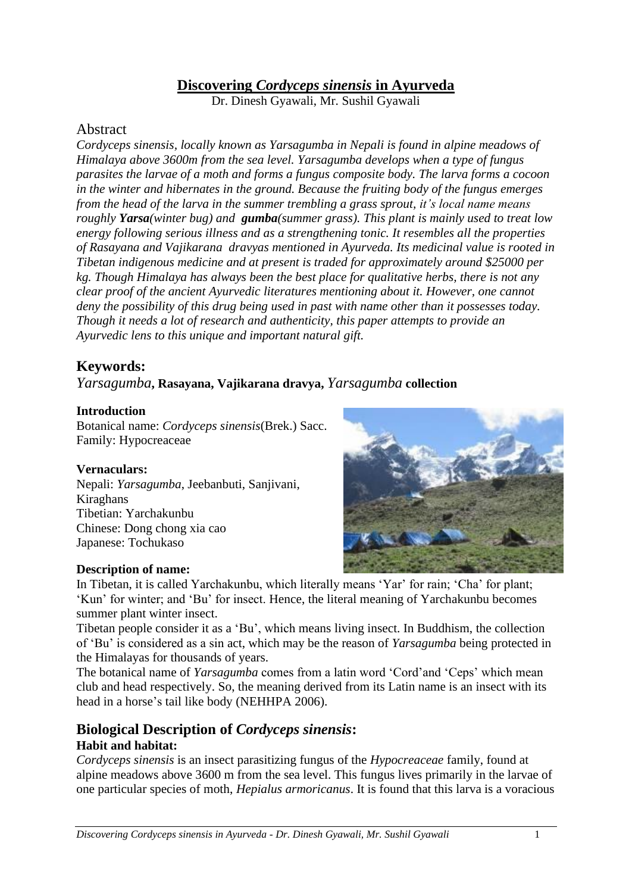# Discovering *Cordyceps sinensis* in Ayurveda

Dr. Dinesh Gyawali, Mr. Sushil Gyawali

## Abstract

*Cordyceps sinensis, locally known as Yarsagumba in Nepali is found in alpine meadows of Himalaya above 3600m from the sea level. Yarsagumba develops when a type of fungus parasites the larvae of a moth and forms a fungus composite body. The larva forms a cocoon in the winter and hibernates in the ground. Because the fruiting body of the fungus emerges from the head of the larva in the summer trembling a grass sprout, it's local name means roughly **Yarsa**(winter bug) and **gumba**(summer grass). This plant is mainly used to treat low energy following serious illness and as a strengthening tonic. It resembles all the properties of Rasayana and Vajikarana dravyas mentioned in Ayurveda. Its medicinal value is rooted in Tibetan indigenous medicine and at present is traded for approximately around $25000 per kg. Though Himalaya has always been the best place for qualitative herbs, there is not any clear proof of the ancient Ayurvedic literatures mentioning about it. However, one cannot deny the possibility of this drug being used in past with name other than it possesses today. Though it needs a lot of research and authenticity, this paper attempts to provide an Ayurvedic lens to this unique and important natural gift.*

## Keywords:

***Yarsagumba*, Rasayana, Vajikarana dravya, *Yarsagumba* collection**

### Introduction

Botanical name: *Cordyceps sinensis*(Brek.) Sacc.
Family: Hypocreaceae

### Vernaculars:

Nepali: *Yarsagumba*, Jeebanbuti, Sanjivani, Kiraghans
Tibetian: Yarchakunbu
Chinese: Dong chong xia cao
Japanese: Tochukaso

### Description of name:

In Tibetan, it is called Yarchakunbu, which literally means 'Yar' for rain; 'Cha' for plant; 'Kun' for winter; and 'Bu' for insect. Hence, the literal meaning of Yarchakunbu becomes summer plant winter insect.

Tibetan people consider it as a 'Bu', which means living insect. In Buddhism, the collection of 'Bu' is considered as a sin act, which may be the reason of *Yarsagumba* being protected in the Himalayas for thousands of years.

The botanical name of *Yarsagumba* comes from a latin word 'Cord'and 'Ceps' which mean club and head respectively. So, the meaning derived from its Latin name is an insect with its head in a horse's tail like body (NEHHPA 2006).

## Biological Description of *Cordyceps sinensis*:

### Habit and habitat:

*Cordyceps sinensis* is an insect parasitizing fungus of the *Hypocreaceae* family, found at alpine meadows above 3600 m from the sea level. This fungus lives primarily in the larvae of one particular species of moth, *Hepialus armoricanus*. It is found that this larva is a voracious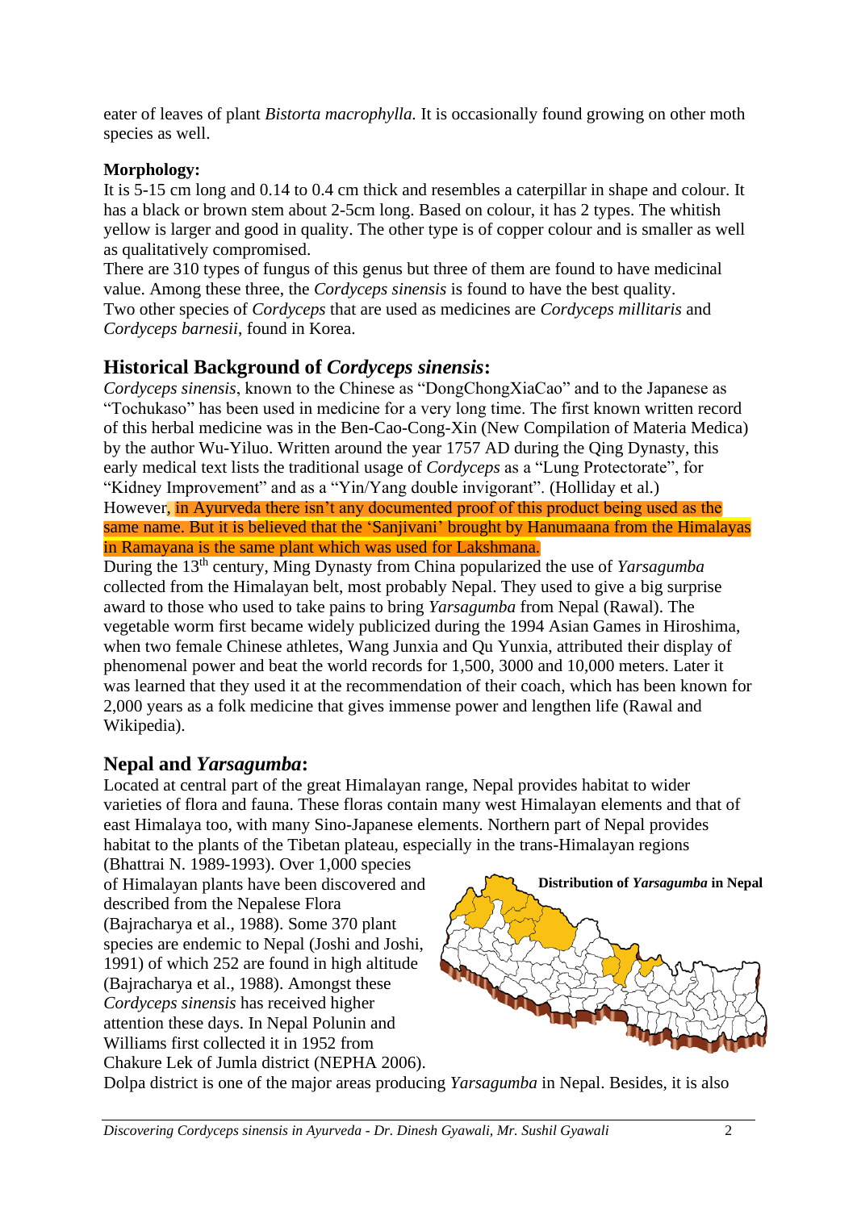eater of leaves of plant *Bistorta macrophylla.* It is occasionally found growing on other moth species as well.

**Morphology:**

It is 5-15 cm long and 0.14 to 0.4 cm thick and resembles a caterpillar in shape and colour. It has a black or brown stem about 2-5cm long. Based on colour, it has 2 types. The whitish yellow is larger and good in quality. The other type is of copper colour and is smaller as well as qualitatively compromised.

There are 310 types of fungus of this genus but three of them are found to have medicinal value. Among these three, the *Cordyceps sinensis* is found to have the best quality.

Two other species of *Cordyceps* that are used as medicines are *Cordyceps millitaris* and *Cordyceps barnesii*, found in Korea.

## Historical Background of *Cordyceps sinensis*:

*Cordyceps sinensis*, known to the Chinese as "DongChongXiaCao" and to the Japanese as "Tochukaso" has been used in medicine for a very long time. The first known written record of this herbal medicine was in the Ben-Cao-Cong-Xin (New Compilation of Materia Medica) by the author Wu-Yiluo. Written around the year 1757 AD during the Qing Dynasty, this early medical text lists the traditional usage of *Cordyceps* as a "Lung Protectorate", for "Kidney Improvement" and as a "Yin/Yang double invigorant". (Holliday et al.)

However, in Ayurveda there isn't any documented proof of this product being used as the same name. But it is believed that the 'Sanjivani' brought by Hanumaana from the Himalayas in Ramayana is the same plant which was used for Lakshmana.

During the 13th century, Ming Dynasty from China popularized the use of *Yarsagumba* collected from the Himalayan belt, most probably Nepal. They used to give a big surprise award to those who used to take pains to bring *Yarsagumba* from Nepal (Rawal). The vegetable worm first became widely publicized during the 1994 Asian Games in Hiroshima, when two female Chinese athletes, Wang Junxia and Qu Yunxia, attributed their display of phenomenal power and beat the world records for 1,500, 3000 and 10,000 meters. Later it was learned that they used it at the recommendation of their coach, which has been known for 2,000 years as a folk medicine that gives immense power and lengthen life (Rawal and Wikipedia).

## Nepal and *Yarsagumba*:

Located at central part of the great Himalayan range, Nepal provides habitat to wider varieties of flora and fauna. These floras contain many west Himalayan elements and that of east Himalaya too, with many Sino-Japanese elements. Northern part of Nepal provides habitat to the plants of the Tibetan plateau, especially in the trans-Himalayan regions (Bhattrai N. 1989-1993). Over 1,000 species of Himalayan plants have been discovered and described from the Nepalese Flora (Bajracharya et al., 1988). Some 370 plant species are endemic to Nepal (Joshi and Joshi, 1991) of which 252 are found in high altitude (Bajracharya et al., 1988). Amongst these *Cordyceps sinensis* has received higher attention these days. In Nepal Polunin and Williams first collected it in 1952 from Chakure Lek of Jumla district (NEPHA 2006).

**Distribution of *Yarsagumba* in Nepal**

Dolpa district is one of the major areas producing *Yarsagumba* in Nepal. Besides, it is also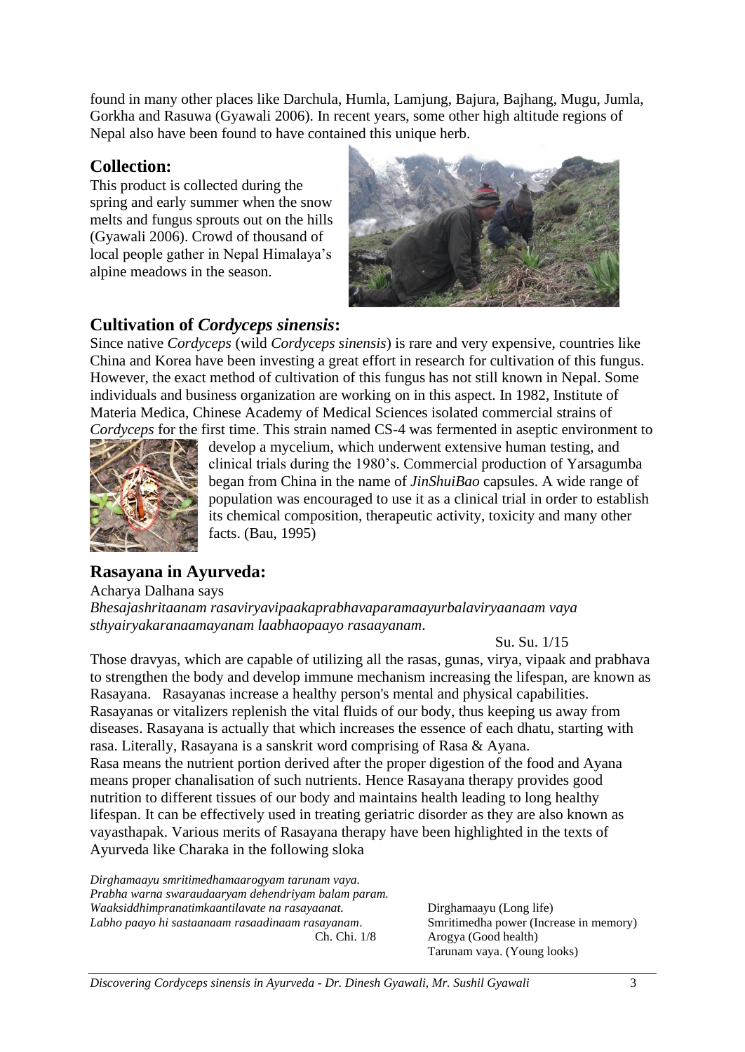found in many other places like Darchula, Humla, Lamjung, Bajura, Bajhang, Mugu, Jumla, Gorkha and Rasuwa (Gyawali 2006). In recent years, some other high altitude regions of Nepal also have been found to have contained this unique herb.

## Collection:

This product is collected during the spring and early summer when the snow melts and fungus sprouts out on the hills (Gyawali 2006). Crowd of thousand of local people gather in Nepal Himalaya's alpine meadows in the season.

## Cultivation of *Cordyceps sinensis*:

Since native *Cordyceps* (wild *Cordyceps sinensis*) is rare and very expensive, countries like China and Korea have been investing a great effort in research for cultivation of this fungus. However, the exact method of cultivation of this fungus has not still known in Nepal. Some individuals and business organization are working on in this aspect. In 1982, Institute of Materia Medica, Chinese Academy of Medical Sciences isolated commercial strains of *Cordyceps* for the first time. This strain named CS-4 was fermented in aseptic environment to develop a mycelium, which underwent extensive human testing, and clinical trials during the 1980's. Commercial production of Yarsagumba began from China in the name of *JinShuiBao* capsules. A wide range of population was encouraged to use it as a clinical trial in order to establish its chemical composition, therapeutic activity, toxicity and many other facts. (Bau, 1995)

## Rasayana in Ayurveda:

Acharya Dalhana says

*Bhesajashritaanam rasaviryavipaakaprabhavaparamaayurbalaviryaanaam vaya sthyairyakaranaamayanam laabhaopaayo rasaayanam*.

Su. Su. 1/15

Those dravyas, which are capable of utilizing all the rasas, gunas, virya, vipaak and prabhava to strengthen the body and develop immune mechanism increasing the lifespan, are known as Rasayana. Rasayanas increase a healthy person's mental and physical capabilities. Rasayanas or vitalizers replenish the vital fluids of our body, thus keeping us away from diseases. Rasayana is actually that which increases the essence of each dhatu, starting with rasa. Literally, Rasayana is a sanskrit word comprising of Rasa & Ayana.

Rasa means the nutrient portion derived after the proper digestion of the food and Ayana means proper chanalisation of such nutrients. Hence Rasayana therapy provides good nutrition to different tissues of our body and maintains health leading to long healthy lifespan. It can be effectively used in treating geriatric disorder as they are also known as vayasthapak. Various merits of Rasayana therapy have been highlighted in the texts of Ayurveda like Charaka in the following sloka

*Dirghamaayu smritimedhamaarogyam tarunam vaya.*
*Prabha warna swaraudaaryam dehendriyam balam param.*
*Waaksiddhimpranatimkaantilavate na rasayaanat.*
*Labho paayo hi sastaanaam rasaadinaam rasayanam*.

Ch. Chi. 1/8

Dirghamaayu (Long life)
Smritimedha power (Increase in memory)
Arogya (Good health)
Tarunam vaya. (Young looks)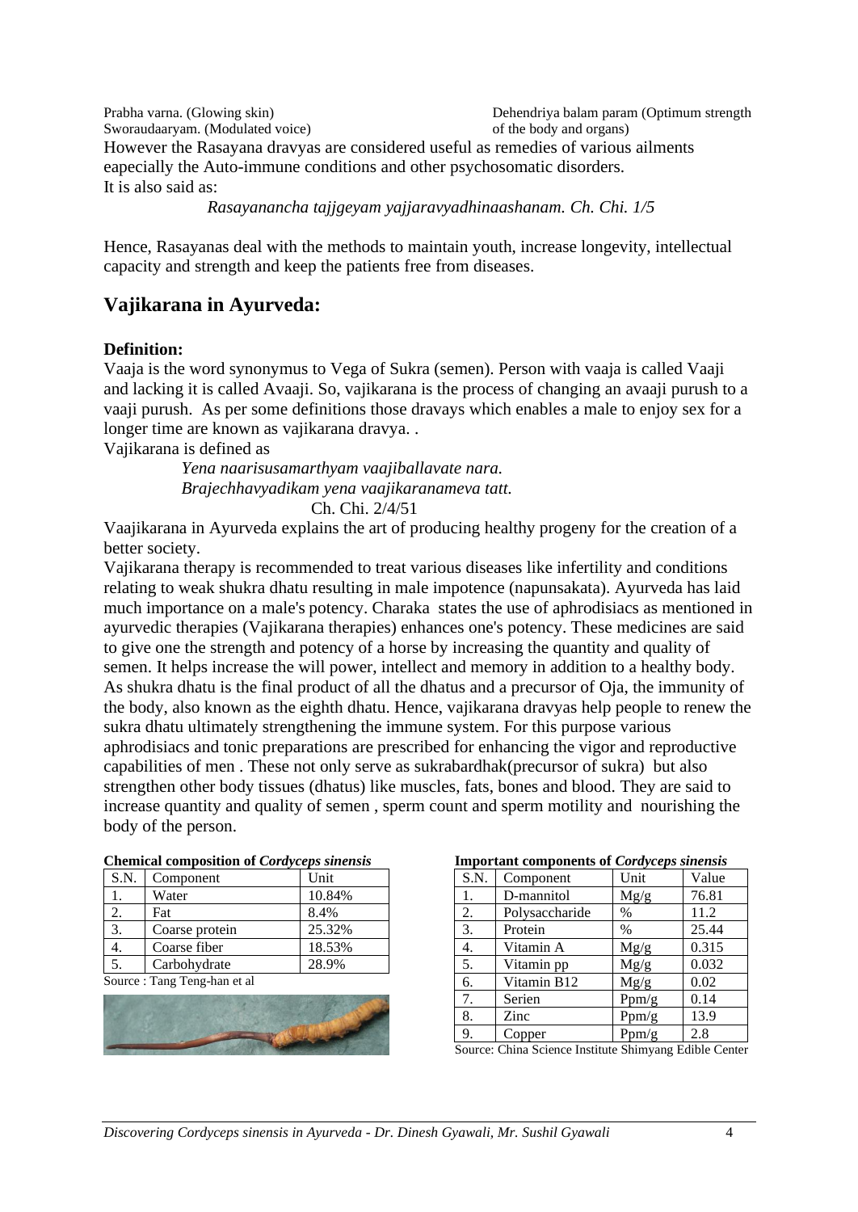Prabha varna. (Glowing skin)
Sworaudaaryam. (Modulated voice)
Dehendriya balam param (Optimum strength of the body and organs)

However the Rasayana dravyas are considered useful as remedies of various ailments eapecially the Auto-immune conditions and other psychosomatic disorders.
It is also said as:

*Rasayanancha tajjgeyam yajjaravyadhinaashanam. Ch. Chi. 1/5*

Hence, Rasayanas deal with the methods to maintain youth, increase longevity, intellectual capacity and strength and keep the patients free from diseases.

## Vajikarana in Ayurveda:

**Definition:**

Vaaja is the word synonymus to Vega of Sukra (semen). Person with vaaja is called Vaaji and lacking it is called Avaaji. So, vajikarana is the process of changing an avaaji purush to a vaaji purush. As per some definitions those dravays which enables a male to enjoy sex for a longer time are known as vajikarana dravya. .

Vajikarana is defined as

*Yena naarisusamarthyam vaajiballavate nara.*
*Brajechhavyadikam yena vaajikaranameva tatt.*
Ch. Chi. 2/4/51

Vaajikarana in Ayurveda explains the art of producing healthy progeny for the creation of a better society.

Vajikarana therapy is recommended to treat various diseases like infertility and conditions relating to weak shukra dhatu resulting in male impotence (napunsakata). Ayurveda has laid much importance on a male's potency. Charaka states the use of aphrodisiacs as mentioned in ayurvedic therapies (Vajikarana therapies) enhances one's potency. These medicines are said to give one the strength and potency of a horse by increasing the quantity and quality of semen. It helps increase the will power, intellect and memory in addition to a healthy body. As shukra dhatu is the final product of all the dhatus and a precursor of Oja, the immunity of the body, also known as the eighth dhatu. Hence, vajikarana dravyas help people to renew the sukra dhatu ultimately strengthening the immune system. For this purpose various aphrodisiacs and tonic preparations are prescribed for enhancing the vigor and reproductive capabilities of men . These not only serve as sukrabardhak(precursor of sukra) but also strengthen other body tissues (dhatus) like muscles, fats, bones and blood. They are said to increase quantity and quality of semen , sperm count and sperm motility and nourishing the body of the person.

**Chemical composition of *Cordyceps sinensis***

| S.N. | Component | Unit |
|---|---|---|
| 1. | Water | 10.84% |
| 2. | Fat | 8.4% |
| 3. | Coarse protein | 25.32% |
| 4. | Coarse fiber | 18.53% |
| 5. | Carbohydrate | 28.9% |

Source : Tang Teng-han et al

**Important components of *Cordyceps sinensis***

| S.N. | Component | Unit | Value |
|---|---|---|---|
| 1. | D-mannitol | Mg/g | 76.81 |
| 2. | Polysaccharide | % | 11.2 |
| 3. | Protein | % | 25.44 |
| 4. | Vitamin A | Mg/g | 0.315 |
| 5. | Vitamin pp | Mg/g | 0.032 |
| 6. | Vitamin B12 | Mg/g | 0.02 |
| 7. | Serien | Ppm/g | 0.14 |
| 8. | Zinc | Ppm/g | 13.9 |
| 9. | Copper | Ppm/g | 2.8 |

Source: China Science Institute Shimyang Edible Center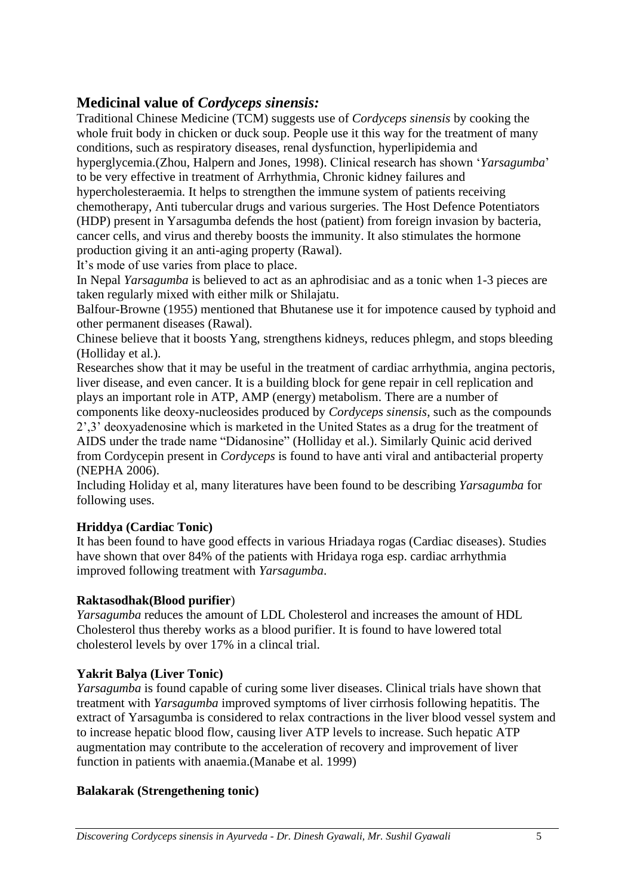## Medicinal value of *Cordyceps sinensis:*

Traditional Chinese Medicine (TCM) suggests use of *Cordyceps sinensis* by cooking the whole fruit body in chicken or duck soup. People use it this way for the treatment of many conditions, such as respiratory diseases, renal dysfunction, hyperlipidemia and hyperglycemia.(Zhou, Halpern and Jones, 1998). Clinical research has shown '*Yarsagumba*' to be very effective in treatment of Arrhythmia, Chronic kidney failures and hypercholesteraemia. It helps to strengthen the immune system of patients receiving chemotherapy, Anti tubercular drugs and various surgeries. The Host Defence Potentiators (HDP) present in Yarsagumba defends the host (patient) from foreign invasion by bacteria, cancer cells, and virus and thereby boosts the immunity. It also stimulates the hormone production giving it an anti-aging property (Rawal).

It's mode of use varies from place to place.

In Nepal *Yarsagumba* is believed to act as an aphrodisiac and as a tonic when 1-3 pieces are taken regularly mixed with either milk or Shilajatu.

Balfour-Browne (1955) mentioned that Bhutanese use it for impotence caused by typhoid and other permanent diseases (Rawal).

Chinese believe that it boosts Yang, strengthens kidneys, reduces phlegm, and stops bleeding (Holliday et al.).

Researches show that it may be useful in the treatment of cardiac arrhythmia, angina pectoris, liver disease, and even cancer. It is a building block for gene repair in cell replication and plays an important role in ATP, AMP (energy) metabolism. There are a number of components like deoxy-nucleosides produced by *Cordyceps sinensis*, such as the compounds 2',3' deoxyadenosine which is marketed in the United States as a drug for the treatment of AIDS under the trade name "Didanosine" (Holliday et al.). Similarly Quinic acid derived from Cordycepin present in *Cordyceps* is found to have anti viral and antibacterial property (NEPHA 2006).

Including Holiday et al, many literatures have been found to be describing *Yarsagumba* for following uses.

**Hriddya (Cardiac Tonic)**

It has been found to have good effects in various Hriadaya rogas (Cardiac diseases). Studies have shown that over 84% of the patients with Hridaya roga esp. cardiac arrhythmia improved following treatment with *Yarsagumba*.

**Raktasodhak(Blood purifier**)

*Yarsagumba* reduces the amount of LDL Cholesterol and increases the amount of HDL Cholesterol thus thereby works as a blood purifier. It is found to have lowered total cholesterol levels by over 17% in a clincal trial.

**Yakrit Balya (Liver Tonic)**

*Yarsagumba* is found capable of curing some liver diseases. Clinical trials have shown that treatment with *Yarsagumba* improved symptoms of liver cirrhosis following hepatitis. The extract of Yarsagumba is considered to relax contractions in the liver blood vessel system and to increase hepatic blood flow, causing liver ATP levels to increase. Such hepatic ATP augmentation may contribute to the acceleration of recovery and improvement of liver function in patients with anaemia.(Manabe et al. 1999)

**Balakarak (Strengethening tonic)**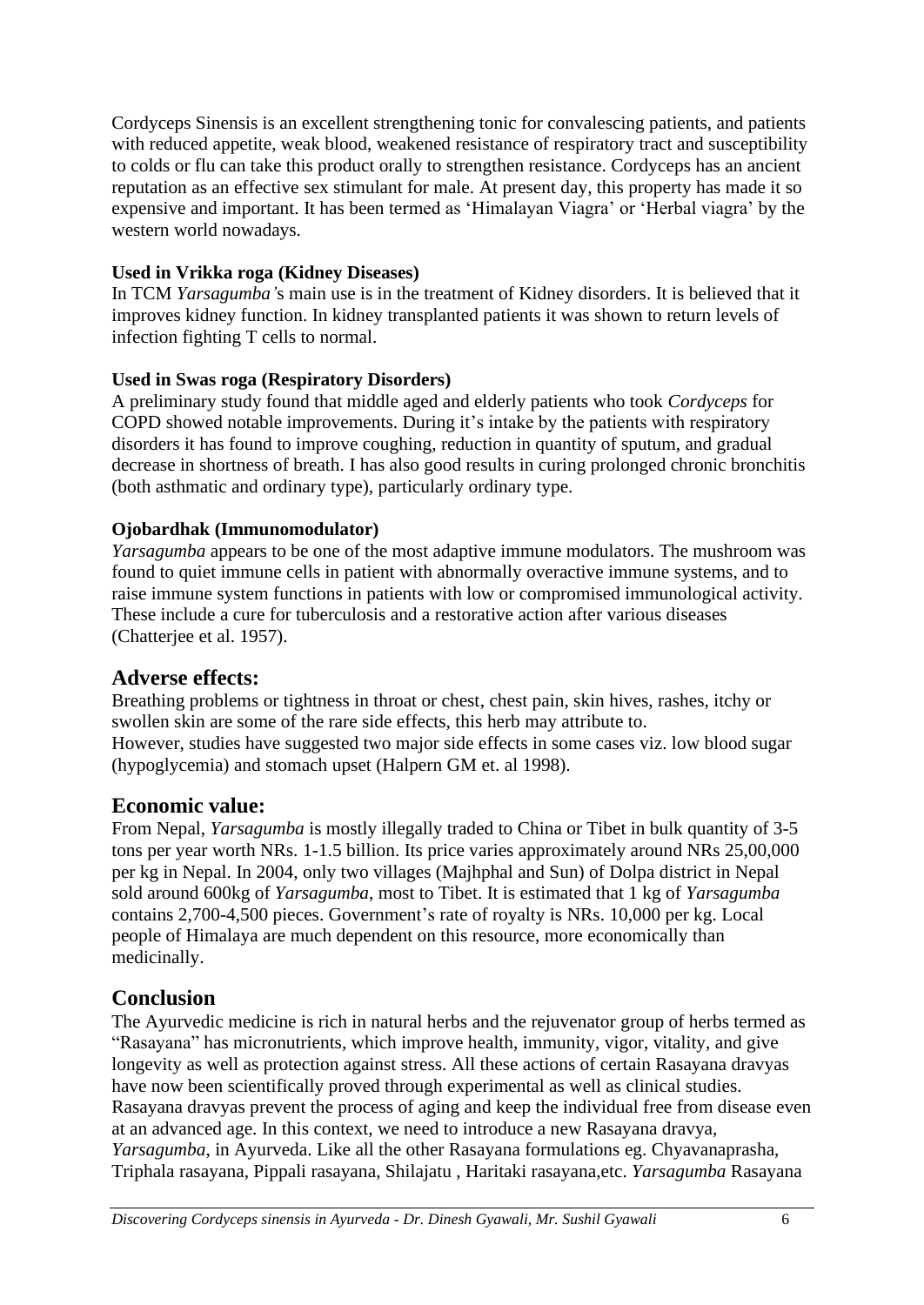Cordyceps Sinensis is an excellent strengthening tonic for convalescing patients, and patients with reduced appetite, weak blood, weakened resistance of respiratory tract and susceptibility to colds or flu can take this product orally to strengthen resistance. Cordyceps has an ancient reputation as an effective sex stimulant for male. At present day, this property has made it so expensive and important. It has been termed as 'Himalayan Viagra' or 'Herbal viagra' by the western world nowadays.

**Used in Vrikka roga (Kidney Diseases)**
In TCM *Yarsagumba'*s main use is in the treatment of Kidney disorders. It is believed that it improves kidney function. In kidney transplanted patients it was shown to return levels of infection fighting T cells to normal.

**Used in Swas roga (Respiratory Disorders)**
A preliminary study found that middle aged and elderly patients who took *Cordyceps* for COPD showed notable improvements. During it's intake by the patients with respiratory disorders it has found to improve coughing, reduction in quantity of sputum, and gradual decrease in shortness of breath. I has also good results in curing prolonged chronic bronchitis (both asthmatic and ordinary type), particularly ordinary type.

**Ojobardhak (Immunomodulator)**
*Yarsagumba* appears to be one of the most adaptive immune modulators. The mushroom was found to quiet immune cells in patient with abnormally overactive immune systems, and to raise immune system functions in patients with low or compromised immunological activity. These include a cure for tuberculosis and a restorative action after various diseases (Chatterjee et al. 1957).

## Adverse effects:

Breathing problems or tightness in throat or chest, chest pain, skin hives, rashes, itchy or swollen skin are some of the rare side effects, this herb may attribute to.
However, studies have suggested two major side effects in some cases viz. low blood sugar (hypoglycemia) and stomach upset (Halpern GM et. al 1998).

## Economic value:

From Nepal, *Yarsagumba* is mostly illegally traded to China or Tibet in bulk quantity of 3-5 tons per year worth NRs. 1-1.5 billion. Its price varies approximately around NRs 25,00,000 per kg in Nepal. In 2004, only two villages (Majhphal and Sun) of Dolpa district in Nepal sold around 600kg of *Yarsagumba*, most to Tibet. It is estimated that 1 kg of *Yarsagumba* contains 2,700-4,500 pieces. Government's rate of royalty is NRs. 10,000 per kg. Local people of Himalaya are much dependent on this resource, more economically than medicinally.

## Conclusion

The Ayurvedic medicine is rich in natural herbs and the rejuvenator group of herbs termed as "Rasayana" has micronutrients, which improve health, immunity, vigor, vitality, and give longevity as well as protection against stress. All these actions of certain Rasayana dravyas have now been scientifically proved through experimental as well as clinical studies. Rasayana dravyas prevent the process of aging and keep the individual free from disease even at an advanced age. In this context, we need to introduce a new Rasayana dravya, *Yarsagumba*, in Ayurveda. Like all the other Rasayana formulations eg. Chyavanaprasha, Triphala rasayana, Pippali rasayana, Shilajatu , Haritaki rasayana,etc. *Yarsagumba* Rasayana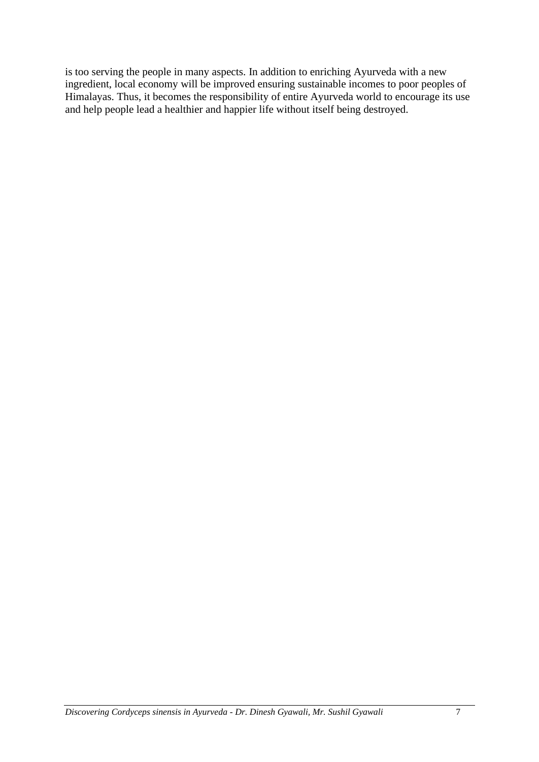is too serving the people in many aspects. In addition to enriching Ayurveda with a new ingredient, local economy will be improved ensuring sustainable incomes to poor peoples of Himalayas. Thus, it becomes the responsibility of entire Ayurveda world to encourage its use and help people lead a healthier and happier life without itself being destroyed.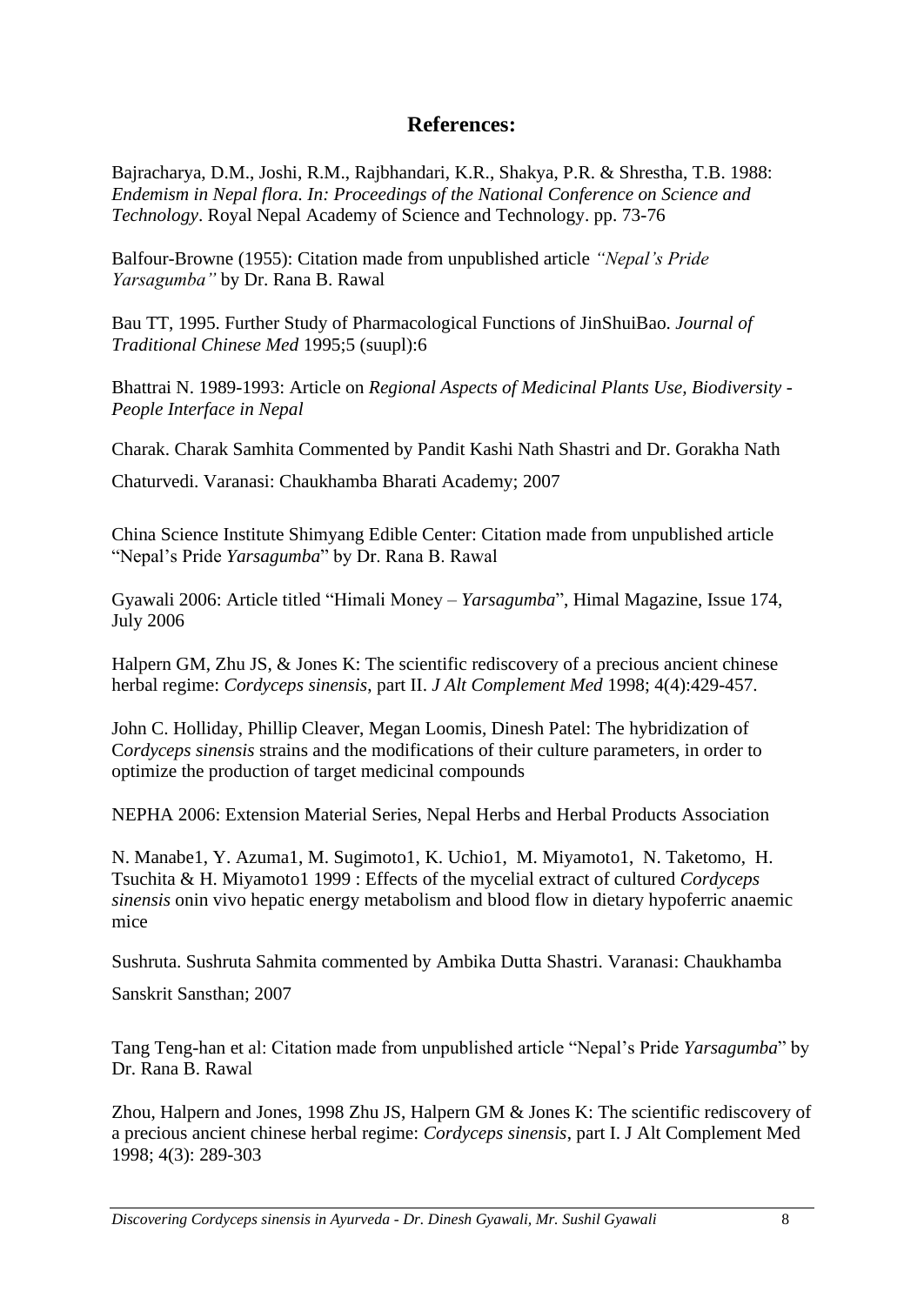## References:

Bajracharya, D.M., Joshi, R.M., Rajbhandari, K.R., Shakya, P.R. & Shrestha, T.B. 1988: *Endemism in Nepal flora. In: Proceedings of the National Conference on Science and Technology*. Royal Nepal Academy of Science and Technology. pp. 73-76

Balfour-Browne (1955): Citation made from unpublished article *"Nepal's Pride Yarsagumba"* by Dr. Rana B. Rawal

Bau TT, 1995. Further Study of Pharmacological Functions of JinShuiBao. *Journal of Traditional Chinese Med* 1995;5 (suupl):6

Bhattrai N. 1989-1993: Article on *Regional Aspects of Medicinal Plants Use, Biodiversity - People Interface in Nepal*

Charak. Charak Samhita Commented by Pandit Kashi Nath Shastri and Dr. Gorakha Nath

Chaturvedi. Varanasi: Chaukhamba Bharati Academy; 2007

China Science Institute Shimyang Edible Center: Citation made from unpublished article "Nepal's Pride *Yarsagumba*" by Dr. Rana B. Rawal

Gyawali 2006: Article titled "Himali Money – *Yarsagumba*", Himal Magazine, Issue 174, July 2006

Halpern GM, Zhu JS, & Jones K: The scientific rediscovery of a precious ancient chinese herbal regime: *Cordyceps sinensis*, part II. *J Alt Complement Med* 1998; 4(4):429-457.

John C. Holliday, Phillip Cleaver, Megan Loomis, Dinesh Patel: The hybridization of C*ordyceps sinensis* strains and the modifications of their culture parameters, in order to optimize the production of target medicinal compounds

NEPHA 2006: Extension Material Series, Nepal Herbs and Herbal Products Association

N. Manabe1, Y. Azuma1, M. Sugimoto1, K. Uchio1, M. Miyamoto1, N. Taketomo, H. Tsuchita & H. Miyamoto1 1999 : Effects of the mycelial extract of cultured *Cordyceps sinensis* onin vivo hepatic energy metabolism and blood flow in dietary hypoferric anaemic mice

Sushruta. Sushruta Sahmita commented by Ambika Dutta Shastri. Varanasi: Chaukhamba

Sanskrit Sansthan; 2007

Tang Teng-han et al: Citation made from unpublished article "Nepal's Pride *Yarsagumba*" by Dr. Rana B. Rawal

Zhou, Halpern and Jones, 1998 Zhu JS, Halpern GM & Jones K: The scientific rediscovery of a precious ancient chinese herbal regime: *Cordyceps sinensis*, part I. J Alt Complement Med 1998; 4(3): 289-303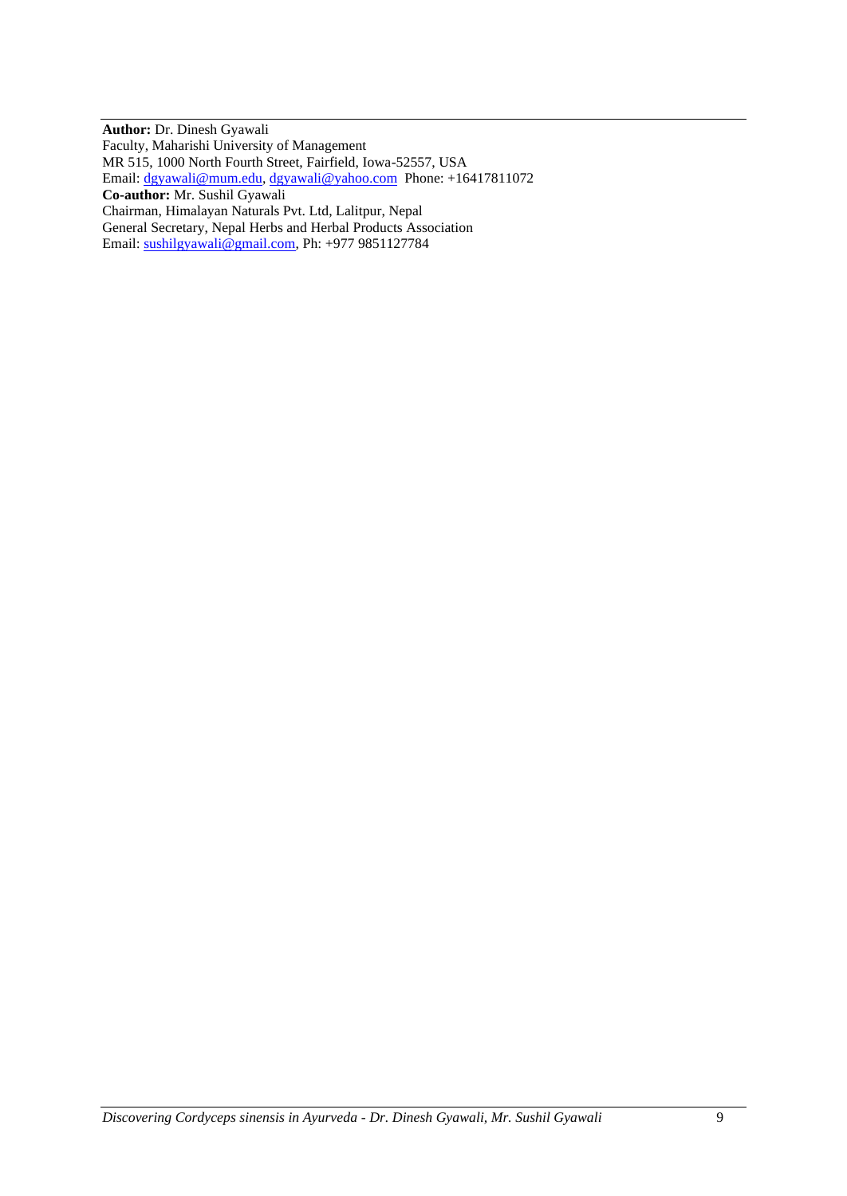**Author:** Dr. Dinesh Gyawali
Faculty, Maharishi University of Management
MR 515, 1000 North Fourth Street, Fairfield, Iowa-52557, USA
Email: dgyawali@mum.edu, dgyawali@yahoo.com Phone: +16417811072
**Co-author:** Mr. Sushil Gyawali
Chairman, Himalayan Naturals Pvt. Ltd, Lalitpur, Nepal
General Secretary, Nepal Herbs and Herbal Products Association
Email: sushilgyawali@gmail.com, Ph: +977 9851127784